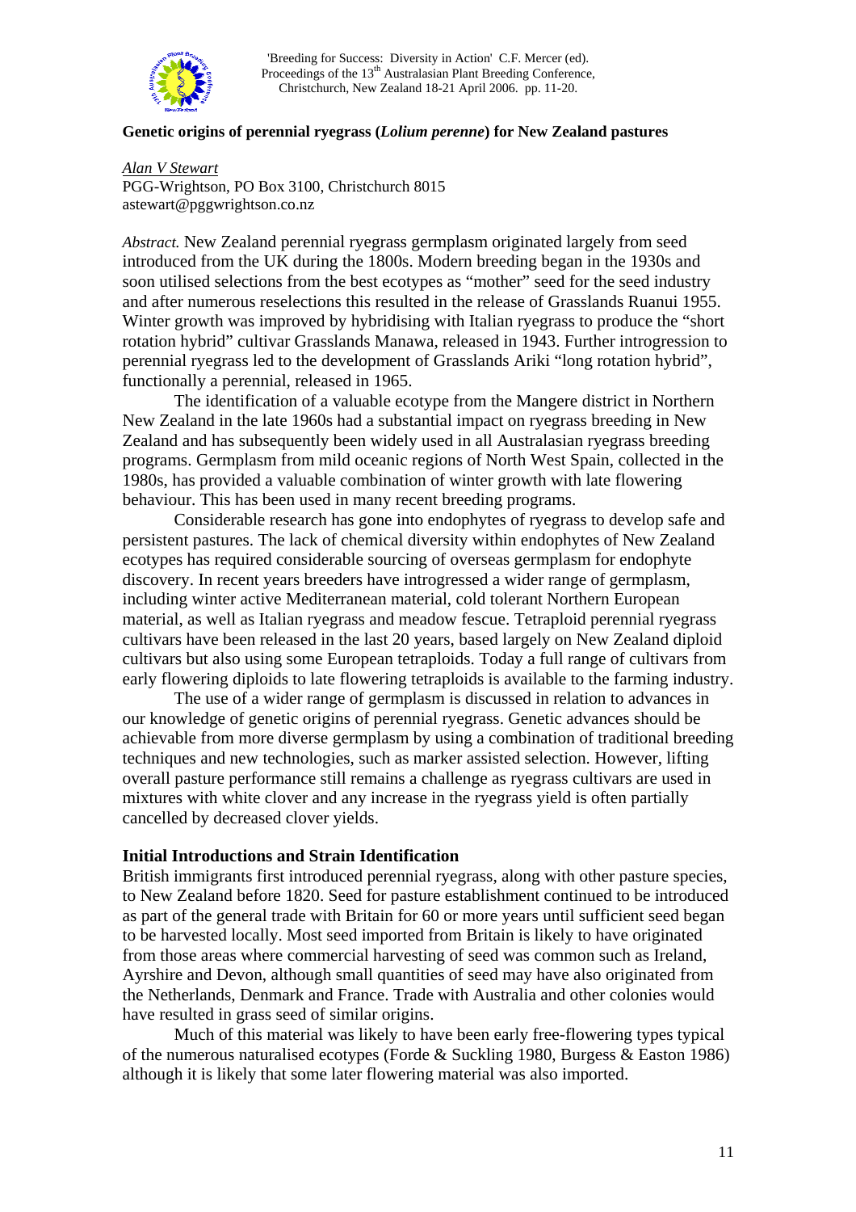'Breeding for Success: Diversity in Action' C.F. Mercer (ed). Proceedings of the 13th Australasian Plant Breeding Conference, Christchurch, New Zealand 18-21 April 2006. pp. 11-20.

# Genetic origins of perennial ryegrass (*Lolium perenne*) for New Zealand pastures

Alan V Stewart
PGG-Wrightson, PO Box 3100, Christchurch 8015
astewart@pggwrightson.co.nz

*Abstract.* New Zealand perennial ryegrass germplasm originated largely from seed introduced from the UK during the 1800s. Modern breeding began in the 1930s and soon utilised selections from the best ecotypes as "mother" seed for the seed industry and after numerous reselections this resulted in the release of Grasslands Ruanui 1955. Winter growth was improved by hybridising with Italian ryegrass to produce the "short rotation hybrid" cultivar Grasslands Manawa, released in 1943. Further introgression to perennial ryegrass led to the development of Grasslands Ariki "long rotation hybrid", functionally a perennial, released in 1965.

The identification of a valuable ecotype from the Mangere district in Northern New Zealand in the late 1960s had a substantial impact on ryegrass breeding in New Zealand and has subsequently been widely used in all Australasian ryegrass breeding programs. Germplasm from mild oceanic regions of North West Spain, collected in the 1980s, has provided a valuable combination of winter growth with late flowering behaviour. This has been used in many recent breeding programs.

Considerable research has gone into endophytes of ryegrass to develop safe and persistent pastures. The lack of chemical diversity within endophytes of New Zealand ecotypes has required considerable sourcing of overseas germplasm for endophyte discovery. In recent years breeders have introgressed a wider range of germplasm, including winter active Mediterranean material, cold tolerant Northern European material, as well as Italian ryegrass and meadow fescue. Tetraploid perennial ryegrass cultivars have been released in the last 20 years, based largely on New Zealand diploid cultivars but also using some European tetraploids. Today a full range of cultivars from early flowering diploids to late flowering tetraploids is available to the farming industry.

The use of a wider range of germplasm is discussed in relation to advances in our knowledge of genetic origins of perennial ryegrass. Genetic advances should be achievable from more diverse germplasm by using a combination of traditional breeding techniques and new technologies, such as marker assisted selection. However, lifting overall pasture performance still remains a challenge as ryegrass cultivars are used in mixtures with white clover and any increase in the ryegrass yield is often partially cancelled by decreased clover yields.

## Initial Introductions and Strain Identification

British immigrants first introduced perennial ryegrass, along with other pasture species, to New Zealand before 1820. Seed for pasture establishment continued to be introduced as part of the general trade with Britain for 60 or more years until sufficient seed began to be harvested locally. Most seed imported from Britain is likely to have originated from those areas where commercial harvesting of seed was common such as Ireland, Ayrshire and Devon, although small quantities of seed may have also originated from the Netherlands, Denmark and France. Trade with Australia and other colonies would have resulted in grass seed of similar origins.

Much of this material was likely to have been early free-flowering types typical of the numerous naturalised ecotypes (Forde & Suckling 1980, Burgess & Easton 1986) although it is likely that some later flowering material was also imported.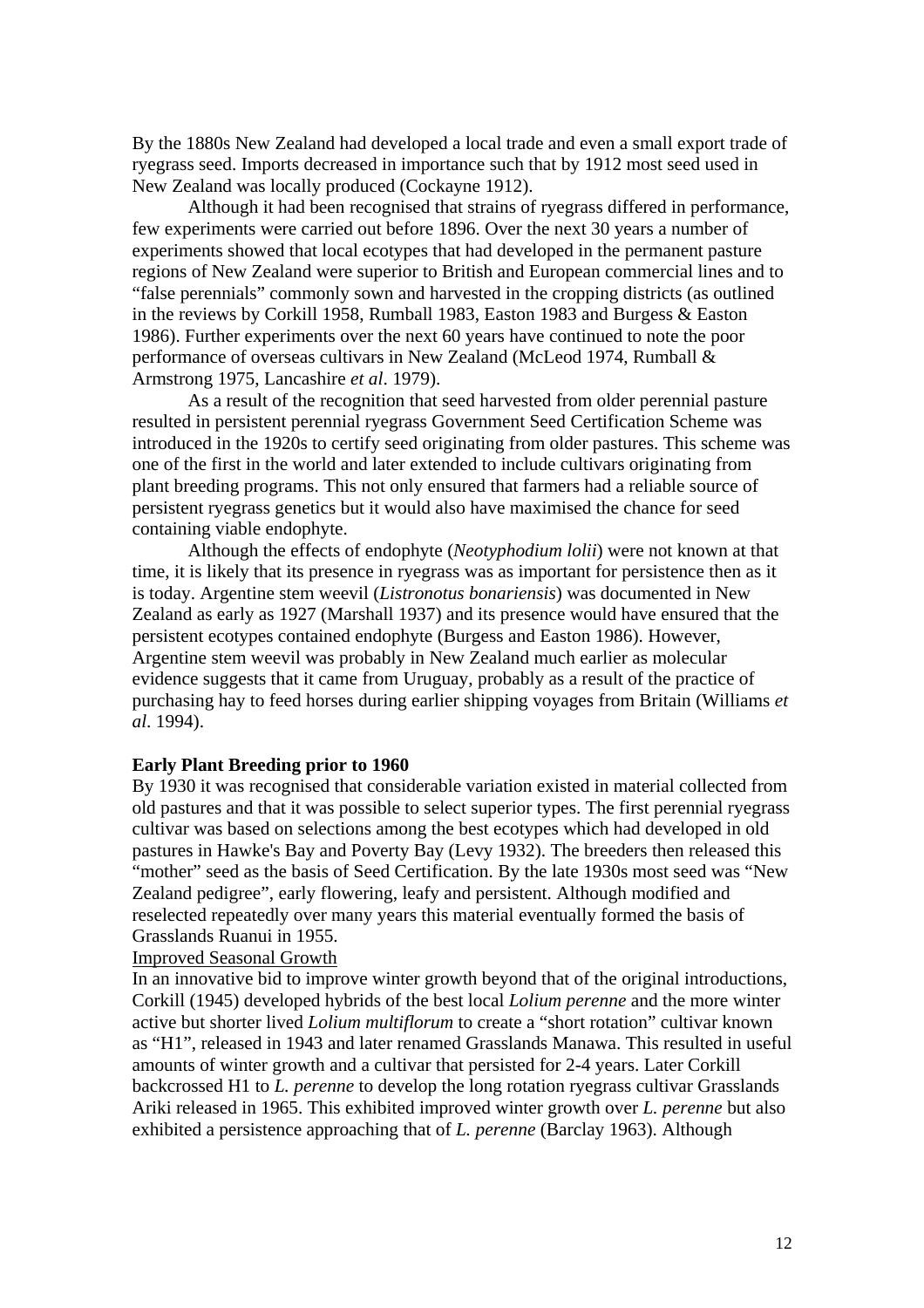By the 1880s New Zealand had developed a local trade and even a small export trade of ryegrass seed. Imports decreased in importance such that by 1912 most seed used in New Zealand was locally produced (Cockayne 1912).

Although it had been recognised that strains of ryegrass differed in performance, few experiments were carried out before 1896. Over the next 30 years a number of experiments showed that local ecotypes that had developed in the permanent pasture regions of New Zealand were superior to British and European commercial lines and to "false perennials" commonly sown and harvested in the cropping districts (as outlined in the reviews by Corkill 1958, Rumball 1983, Easton 1983 and Burgess & Easton 1986). Further experiments over the next 60 years have continued to note the poor performance of overseas cultivars in New Zealand (McLeod 1974, Rumball & Armstrong 1975, Lancashire *et al*. 1979).

As a result of the recognition that seed harvested from older perennial pasture resulted in persistent perennial ryegrass Government Seed Certification Scheme was introduced in the 1920s to certify seed originating from older pastures. This scheme was one of the first in the world and later extended to include cultivars originating from plant breeding programs. This not only ensured that farmers had a reliable source of persistent ryegrass genetics but it would also have maximised the chance for seed containing viable endophyte.

Although the effects of endophyte (*Neotyphodium lolii*) were not known at that time, it is likely that its presence in ryegrass was as important for persistence then as it is today. Argentine stem weevil (*Listronotus bonariensis*) was documented in New Zealand as early as 1927 (Marshall 1937) and its presence would have ensured that the persistent ecotypes contained endophyte (Burgess and Easton 1986). However, Argentine stem weevil was probably in New Zealand much earlier as molecular evidence suggests that it came from Uruguay, probably as a result of the practice of purchasing hay to feed horses during earlier shipping voyages from Britain (Williams *et al*. 1994).

**Early Plant Breeding prior to 1960**

By 1930 it was recognised that considerable variation existed in material collected from old pastures and that it was possible to select superior types. The first perennial ryegrass cultivar was based on selections among the best ecotypes which had developed in old pastures in Hawke's Bay and Poverty Bay (Levy 1932). The breeders then released this "mother" seed as the basis of Seed Certification. By the late 1930s most seed was "New Zealand pedigree", early flowering, leafy and persistent. Although modified and reselected repeatedly over many years this material eventually formed the basis of Grasslands Ruanui in 1955.

Improved Seasonal Growth

In an innovative bid to improve winter growth beyond that of the original introductions, Corkill (1945) developed hybrids of the best local *Lolium perenne* and the more winter active but shorter lived *Lolium multiflorum* to create a "short rotation" cultivar known as "H1", released in 1943 and later renamed Grasslands Manawa. This resulted in useful amounts of winter growth and a cultivar that persisted for 2-4 years. Later Corkill backcrossed H1 to *L. perenne* to develop the long rotation ryegrass cultivar Grasslands Ariki released in 1965. This exhibited improved winter growth over *L. perenne* but also exhibited a persistence approaching that of *L. perenne* (Barclay 1963). Although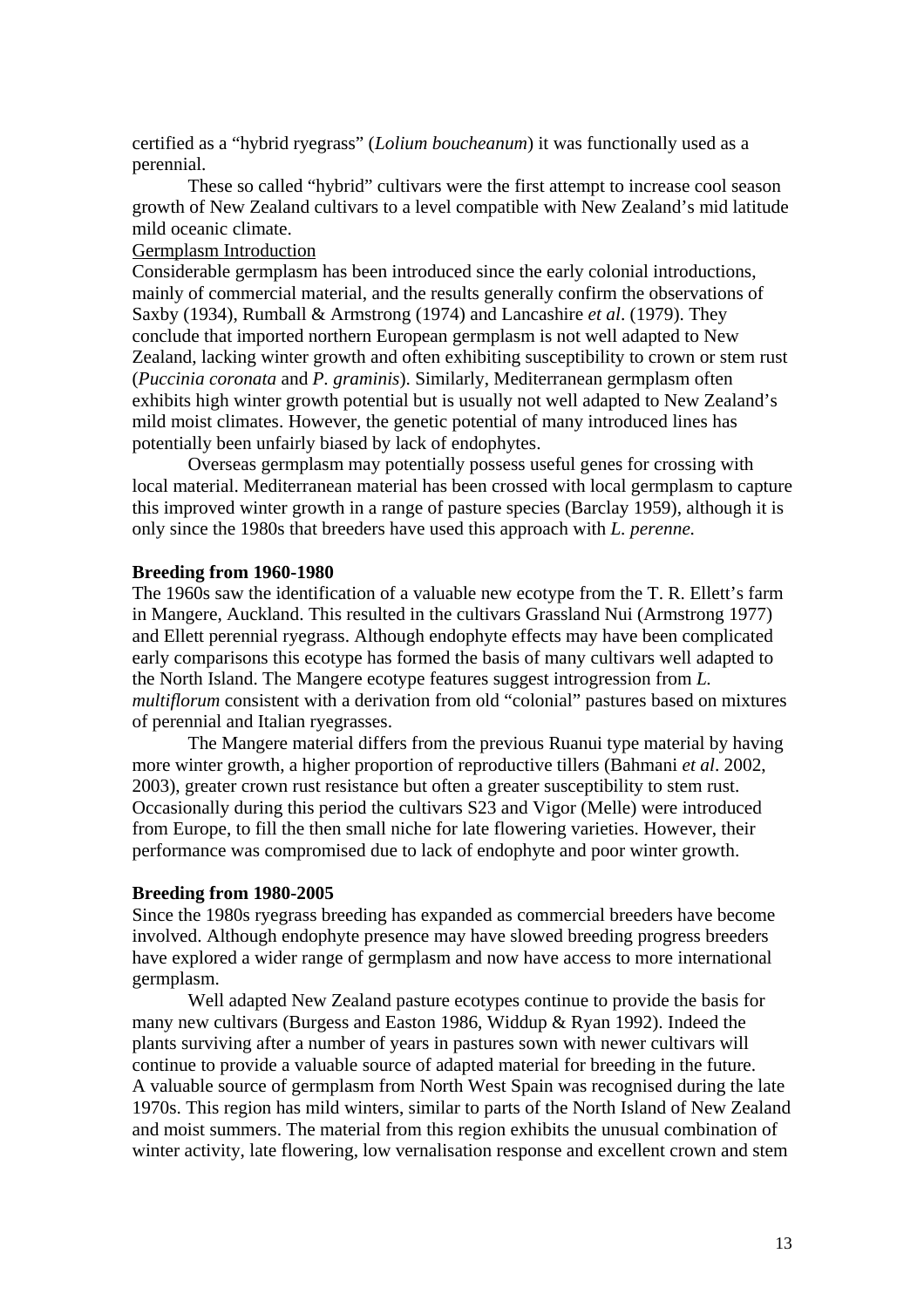certified as a "hybrid ryegrass" (*Lolium boucheanum*) it was functionally used as a perennial.

These so called "hybrid" cultivars were the first attempt to increase cool season growth of New Zealand cultivars to a level compatible with New Zealand's mid latitude mild oceanic climate.

Germplasm Introduction

Considerable germplasm has been introduced since the early colonial introductions, mainly of commercial material, and the results generally confirm the observations of Saxby (1934), Rumball & Armstrong (1974) and Lancashire *et al*. (1979). They conclude that imported northern European germplasm is not well adapted to New Zealand, lacking winter growth and often exhibiting susceptibility to crown or stem rust (*Puccinia coronata* and *P. graminis*). Similarly, Mediterranean germplasm often exhibits high winter growth potential but is usually not well adapted to New Zealand's mild moist climates. However, the genetic potential of many introduced lines has potentially been unfairly biased by lack of endophytes.

Overseas germplasm may potentially possess useful genes for crossing with local material. Mediterranean material has been crossed with local germplasm to capture this improved winter growth in a range of pasture species (Barclay 1959), although it is only since the 1980s that breeders have used this approach with *L. perenne.*

**Breeding from 1960-1980**

The 1960s saw the identification of a valuable new ecotype from the T. R. Ellett's farm in Mangere, Auckland. This resulted in the cultivars Grassland Nui (Armstrong 1977) and Ellett perennial ryegrass. Although endophyte effects may have been complicated early comparisons this ecotype has formed the basis of many cultivars well adapted to the North Island. The Mangere ecotype features suggest introgression from *L. multiflorum* consistent with a derivation from old "colonial" pastures based on mixtures of perennial and Italian ryegrasses.

The Mangere material differs from the previous Ruanui type material by having more winter growth, a higher proportion of reproductive tillers (Bahmani *et al*. 2002, 2003), greater crown rust resistance but often a greater susceptibility to stem rust. Occasionally during this period the cultivars S23 and Vigor (Melle) were introduced from Europe, to fill the then small niche for late flowering varieties. However, their performance was compromised due to lack of endophyte and poor winter growth.

**Breeding from 1980-2005**

Since the 1980s ryegrass breeding has expanded as commercial breeders have become involved. Although endophyte presence may have slowed breeding progress breeders have explored a wider range of germplasm and now have access to more international germplasm.

Well adapted New Zealand pasture ecotypes continue to provide the basis for many new cultivars (Burgess and Easton 1986, Widdup & Ryan 1992). Indeed the plants surviving after a number of years in pastures sown with newer cultivars will continue to provide a valuable source of adapted material for breeding in the future.

A valuable source of germplasm from North West Spain was recognised during the late 1970s. This region has mild winters, similar to parts of the North Island of New Zealand and moist summers. The material from this region exhibits the unusual combination of winter activity, late flowering, low vernalisation response and excellent crown and stem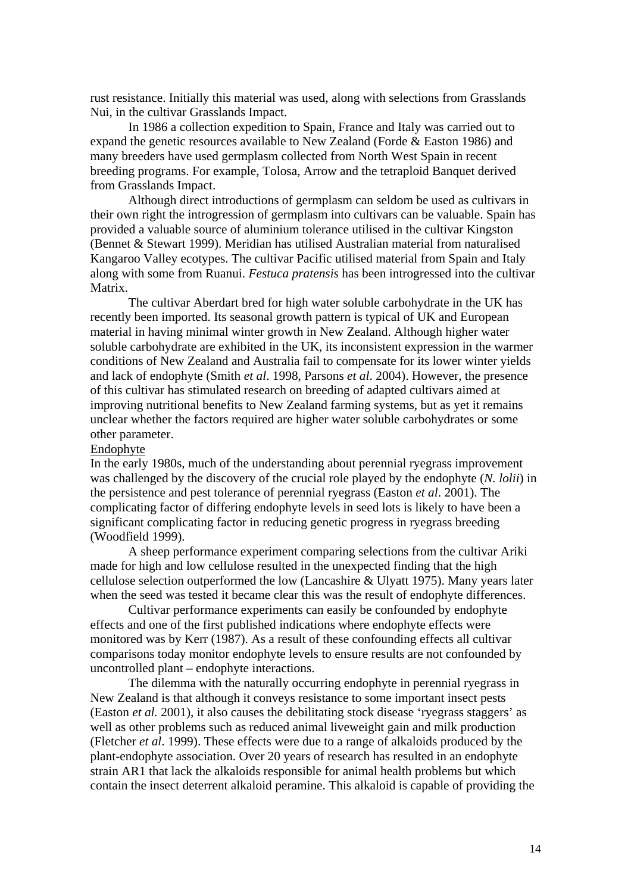rust resistance. Initially this material was used, along with selections from Grasslands Nui, in the cultivar Grasslands Impact.

In 1986 a collection expedition to Spain, France and Italy was carried out to expand the genetic resources available to New Zealand (Forde & Easton 1986) and many breeders have used germplasm collected from North West Spain in recent breeding programs. For example, Tolosa, Arrow and the tetraploid Banquet derived from Grasslands Impact.

Although direct introductions of germplasm can seldom be used as cultivars in their own right the introgression of germplasm into cultivars can be valuable. Spain has provided a valuable source of aluminium tolerance utilised in the cultivar Kingston (Bennet & Stewart 1999). Meridian has utilised Australian material from naturalised Kangaroo Valley ecotypes. The cultivar Pacific utilised material from Spain and Italy along with some from Ruanui. *Festuca pratensis* has been introgressed into the cultivar Matrix.

The cultivar Aberdart bred for high water soluble carbohydrate in the UK has recently been imported. Its seasonal growth pattern is typical of UK and European material in having minimal winter growth in New Zealand. Although higher water soluble carbohydrate are exhibited in the UK, its inconsistent expression in the warmer conditions of New Zealand and Australia fail to compensate for its lower winter yields and lack of endophyte (Smith *et al*. 1998, Parsons *et al*. 2004). However, the presence of this cultivar has stimulated research on breeding of adapted cultivars aimed at improving nutritional benefits to New Zealand farming systems, but as yet it remains unclear whether the factors required are higher water soluble carbohydrates or some other parameter.

Endophyte

In the early 1980s, much of the understanding about perennial ryegrass improvement was challenged by the discovery of the crucial role played by the endophyte (*N. lolii*) in the persistence and pest tolerance of perennial ryegrass (Easton *et al*. 2001). The complicating factor of differing endophyte levels in seed lots is likely to have been a significant complicating factor in reducing genetic progress in ryegrass breeding (Woodfield 1999).

A sheep performance experiment comparing selections from the cultivar Ariki made for high and low cellulose resulted in the unexpected finding that the high cellulose selection outperformed the low (Lancashire & Ulyatt 1975). Many years later when the seed was tested it became clear this was the result of endophyte differences.

Cultivar performance experiments can easily be confounded by endophyte effects and one of the first published indications where endophyte effects were monitored was by Kerr (1987). As a result of these confounding effects all cultivar comparisons today monitor endophyte levels to ensure results are not confounded by uncontrolled plant – endophyte interactions.

The dilemma with the naturally occurring endophyte in perennial ryegrass in New Zealand is that although it conveys resistance to some important insect pests (Easton *et al.* 2001), it also causes the debilitating stock disease 'ryegrass staggers' as well as other problems such as reduced animal liveweight gain and milk production (Fletcher *et al*. 1999). These effects were due to a range of alkaloids produced by the plant-endophyte association. Over 20 years of research has resulted in an endophyte strain AR1 that lack the alkaloids responsible for animal health problems but which contain the insect deterrent alkaloid peramine. This alkaloid is capable of providing the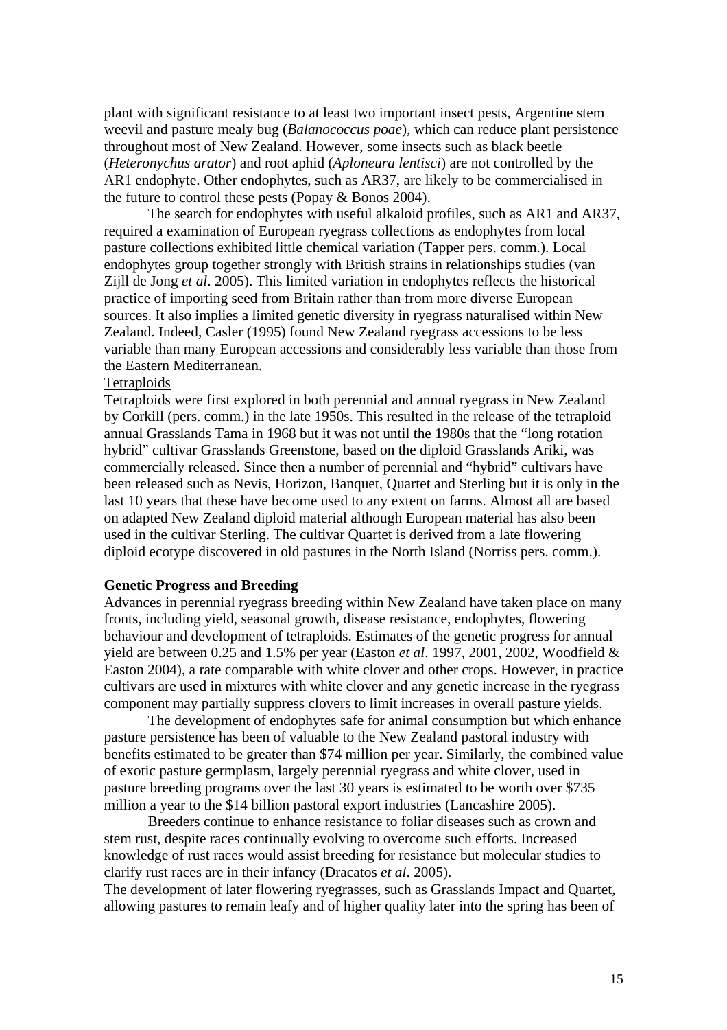plant with significant resistance to at least two important insect pests, Argentine stem weevil and pasture mealy bug (*Balanococcus poae*), which can reduce plant persistence throughout most of New Zealand. However, some insects such as black beetle (*Heteronychus arator*) and root aphid (*Aploneura lentisci*) are not controlled by the AR1 endophyte. Other endophytes, such as AR37, are likely to be commercialised in the future to control these pests (Popay & Bonos 2004).

The search for endophytes with useful alkaloid profiles, such as AR1 and AR37, required a examination of European ryegrass collections as endophytes from local pasture collections exhibited little chemical variation (Tapper pers. comm.). Local endophytes group together strongly with British strains in relationships studies (van Zijll de Jong *et al*. 2005). This limited variation in endophytes reflects the historical practice of importing seed from Britain rather than from more diverse European sources. It also implies a limited genetic diversity in ryegrass naturalised within New Zealand. Indeed, Casler (1995) found New Zealand ryegrass accessions to be less variable than many European accessions and considerably less variable than those from the Eastern Mediterranean.

<u>Tetraploids</u>

Tetraploids were first explored in both perennial and annual ryegrass in New Zealand by Corkill (pers. comm.) in the late 1950s. This resulted in the release of the tetraploid annual Grasslands Tama in 1968 but it was not until the 1980s that the "long rotation hybrid" cultivar Grasslands Greenstone, based on the diploid Grasslands Ariki, was commercially released. Since then a number of perennial and "hybrid" cultivars have been released such as Nevis, Horizon, Banquet, Quartet and Sterling but it is only in the last 10 years that these have become used to any extent on farms. Almost all are based on adapted New Zealand diploid material although European material has also been used in the cultivar Sterling. The cultivar Quartet is derived from a late flowering diploid ecotype discovered in old pastures in the North Island (Norriss pers. comm.).

**Genetic Progress and Breeding**

Advances in perennial ryegrass breeding within New Zealand have taken place on many fronts, including yield, seasonal growth, disease resistance, endophytes, flowering behaviour and development of tetraploids. Estimates of the genetic progress for annual yield are between 0.25 and 1.5% per year (Easton *et al*. 1997, 2001, 2002, Woodfield & Easton 2004), a rate comparable with white clover and other crops. However, in practice cultivars are used in mixtures with white clover and any genetic increase in the ryegrass component may partially suppress clovers to limit increases in overall pasture yields.

The development of endophytes safe for animal consumption but which enhance pasture persistence has been of valuable to the New Zealand pastoral industry with benefits estimated to be greater than $74 million per year. Similarly, the combined value of exotic pasture germplasm, largely perennial ryegrass and white clover, used in pasture breeding programs over the last 30 years is estimated to be worth over $735 million a year to the $14 billion pastoral export industries (Lancashire 2005).

Breeders continue to enhance resistance to foliar diseases such as crown and stem rust, despite races continually evolving to overcome such efforts. Increased knowledge of rust races would assist breeding for resistance but molecular studies to clarify rust races are in their infancy (Dracatos *et al*. 2005).

The development of later flowering ryegrasses, such as Grasslands Impact and Quartet, allowing pastures to remain leafy and of higher quality later into the spring has been of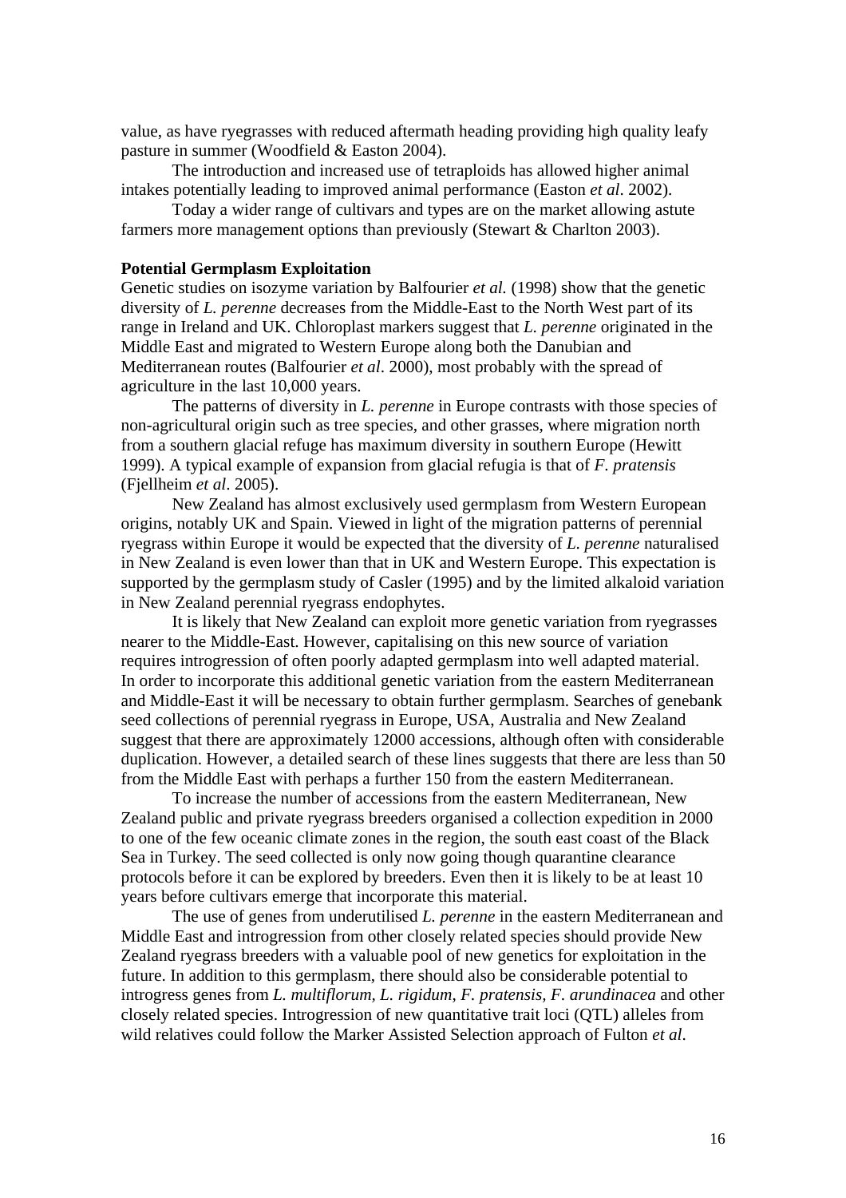value, as have ryegrasses with reduced aftermath heading providing high quality leafy pasture in summer (Woodfield & Easton 2004).

The introduction and increased use of tetraploids has allowed higher animal intakes potentially leading to improved animal performance (Easton *et al*. 2002).

Today a wider range of cultivars and types are on the market allowing astute farmers more management options than previously (Stewart & Charlton 2003).

**Potential Germplasm Exploitation**

Genetic studies on isozyme variation by Balfourier *et al.* (1998) show that the genetic diversity of *L. perenne* decreases from the Middle-East to the North West part of its range in Ireland and UK. Chloroplast markers suggest that *L. perenne* originated in the Middle East and migrated to Western Europe along both the Danubian and Mediterranean routes (Balfourier *et al*. 2000), most probably with the spread of agriculture in the last 10,000 years.

The patterns of diversity in *L. perenne* in Europe contrasts with those species of non-agricultural origin such as tree species, and other grasses, where migration north from a southern glacial refuge has maximum diversity in southern Europe (Hewitt 1999). A typical example of expansion from glacial refugia is that of *F. pratensis* (Fjellheim *et al*. 2005).

New Zealand has almost exclusively used germplasm from Western European origins, notably UK and Spain. Viewed in light of the migration patterns of perennial ryegrass within Europe it would be expected that the diversity of *L. perenne* naturalised in New Zealand is even lower than that in UK and Western Europe. This expectation is supported by the germplasm study of Casler (1995) and by the limited alkaloid variation in New Zealand perennial ryegrass endophytes.

It is likely that New Zealand can exploit more genetic variation from ryegrasses nearer to the Middle-East. However, capitalising on this new source of variation requires introgression of often poorly adapted germplasm into well adapted material. In order to incorporate this additional genetic variation from the eastern Mediterranean and Middle-East it will be necessary to obtain further germplasm. Searches of genebank seed collections of perennial ryegrass in Europe, USA, Australia and New Zealand suggest that there are approximately 12000 accessions, although often with considerable duplication. However, a detailed search of these lines suggests that there are less than 50 from the Middle East with perhaps a further 150 from the eastern Mediterranean.

To increase the number of accessions from the eastern Mediterranean, New Zealand public and private ryegrass breeders organised a collection expedition in 2000 to one of the few oceanic climate zones in the region, the south east coast of the Black Sea in Turkey. The seed collected is only now going though quarantine clearance protocols before it can be explored by breeders. Even then it is likely to be at least 10 years before cultivars emerge that incorporate this material.

The use of genes from underutilised *L. perenne* in the eastern Mediterranean and Middle East and introgression from other closely related species should provide New Zealand ryegrass breeders with a valuable pool of new genetics for exploitation in the future. In addition to this germplasm, there should also be considerable potential to introgress genes from *L. multiflorum, L. rigidum*, *F. pratensis, F. arundinacea* and other closely related species. Introgression of new quantitative trait loci (QTL) alleles from wild relatives could follow the Marker Assisted Selection approach of Fulton *et al*.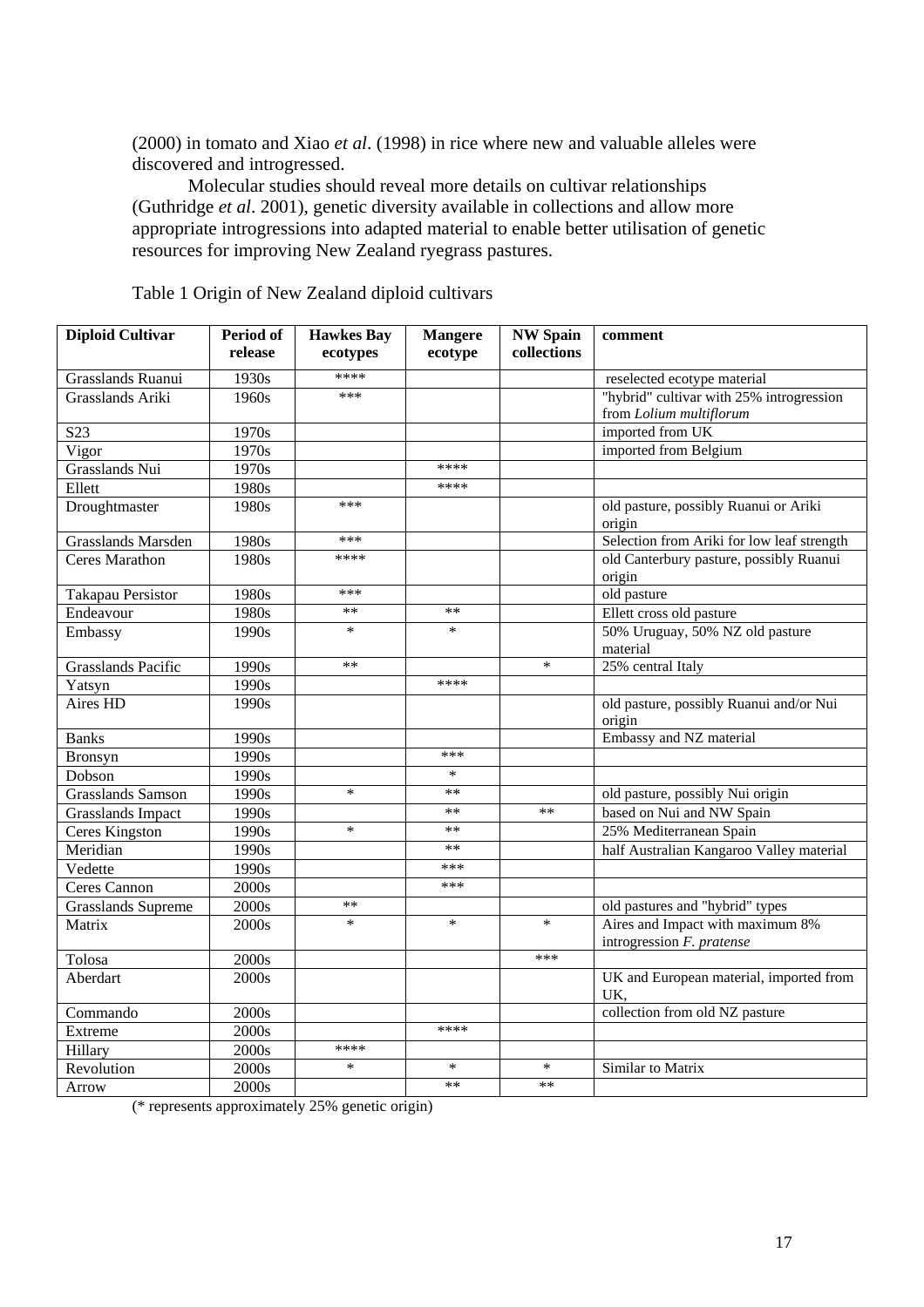(2000) in tomato and Xiao *et al*. (1998) in rice where new and valuable alleles were discovered and introgressed.

Molecular studies should reveal more details on cultivar relationships (Guthridge *et al*. 2001), genetic diversity available in collections and allow more appropriate introgressions into adapted material to enable better utilisation of genetic resources for improving New Zealand ryegrass pastures.

Table 1 Origin of New Zealand diploid cultivars

| Diploid Cultivar | Period of release | Hawkes Bay ecotypes | Mangere ecotype | NW Spain collections | comment |
|---|---|---|---|---|---|
| Grasslands Ruanui | 1930s | **** | | | reselected ecotype material |
| Grasslands Ariki | 1960s | *** | | | "hybrid" cultivar with 25% introgression from *Lolium multiflorum* |
| S23 | 1970s | | | | imported from UK |
| Vigor | 1970s | | | | imported from Belgium |
| Grasslands Nui | 1970s | | **** | | |
| Ellett | 1980s | | **** | | |
| Droughtmaster | 1980s | *** | | | old pasture, possibly Ruanui or Ariki origin |
| Grasslands Marsden | 1980s | *** | | | Selection from Ariki for low leaf strength |
| Ceres Marathon | 1980s | **** | | | old Canterbury pasture, possibly Ruanui origin |
| Takapau Persistor | 1980s | *** | | | old pasture |
| Endeavour | 1980s | ** | ** | | Ellett cross old pasture |
| Embassy | 1990s | * | * | | 50% Uruguay, 50% NZ old pasture material |
| Grasslands Pacific | 1990s | ** | | * | 25% central Italy |
| Yatsyn | 1990s | | **** | | |
| Aires HD | 1990s | | | | old pasture, possibly Ruanui and/or Nui origin |
| Banks | 1990s | | | | Embassy and NZ material |
| Bronsyn | 1990s | | *** | | |
| Dobson | 1990s | | * | | |
| Grasslands Samson | 1990s | * | ** | | old pasture, possibly Nui origin |
| Grasslands Impact | 1990s | | ** | ** | based on Nui and NW Spain |
| Ceres Kingston | 1990s | * | ** | | 25% Mediterranean Spain |
| Meridian | 1990s | | ** | | half Australian Kangaroo Valley material |
| Vedette | 1990s | | *** | | |
| Ceres Cannon | 2000s | | *** | | |
| Grasslands Supreme | 2000s | ** | | | old pastures and "hybrid" types |
| Matrix | 2000s | * | * | * | Aires and Impact with maximum 8% introgression *F. pratense* |
| Tolosa | 2000s | | | *** | |
| Aberdart | 2000s | | | | UK and European material, imported from UK, |
| Commando | 2000s | | | | collection from old NZ pasture |
| Extreme | 2000s | | **** | | |
| Hillary | 2000s | **** | | | |
| Revolution | 2000s | * | * | * | Similar to Matrix |
| Arrow | 2000s | | ** | ** | |

(* represents approximately 25% genetic origin)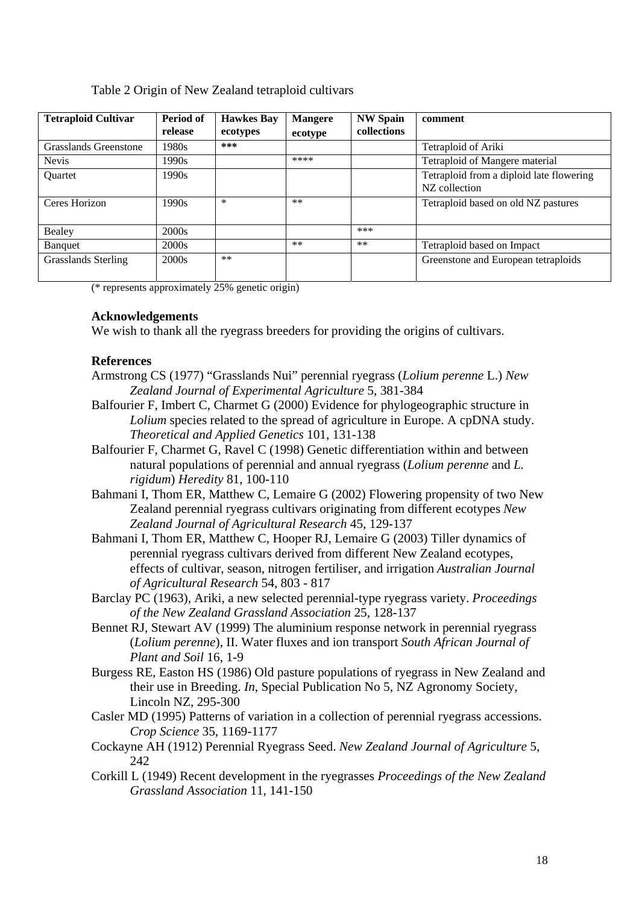Table 2 Origin of New Zealand tetraploid cultivars

| Tetraploid Cultivar | Period of release | Hawkes Bay ecotypes | Mangere ecotype | NW Spain collections | comment |
|---|---|---|---|---|---|
| Grasslands Greenstone | 1980s | *** | | | Tetraploid of Ariki |
| Nevis | 1990s | | **** | | Tetraploid of Mangere material |
| Quartet | 1990s | | | | Tetraploid from a diploid late flowering NZ collection |
| Ceres Horizon | 1990s | * | ** | | Tetraploid based on old NZ pastures |
| Bealey | 2000s | | | *** | |
| Banquet | 2000s | | ** | ** | Tetraploid based on Impact |
| Grasslands Sterling | 2000s | ** | | | Greenstone and European tetraploids |

(* represents approximately 25% genetic origin)

### Acknowledgements

We wish to thank all the ryegrass breeders for providing the origins of cultivars.

### References

Armstrong CS (1977) "Grasslands Nui" perennial ryegrass (*Lolium perenne* L.) *New Zealand Journal of Experimental Agriculture* 5, 381-384

Balfourier F, Imbert C, Charmet G (2000) Evidence for phylogeographic structure in *Lolium* species related to the spread of agriculture in Europe. A cpDNA study. *Theoretical and Applied Genetics* 101, 131-138

Balfourier F, Charmet G, Ravel C (1998) Genetic differentiation within and between natural populations of perennial and annual ryegrass (*Lolium perenne* and *L. rigidum*) *Heredity* 81, 100-110

Bahmani I, Thom ER, Matthew C, Lemaire G (2002) Flowering propensity of two New Zealand perennial ryegrass cultivars originating from different ecotypes *New Zealand Journal of Agricultural Research* 45, 129-137

Bahmani I, Thom ER, Matthew C, Hooper RJ, Lemaire G (2003) Tiller dynamics of perennial ryegrass cultivars derived from different New Zealand ecotypes, effects of cultivar, season, nitrogen fertiliser, and irrigation *Australian Journal of Agricultural Research* 54, 803 - 817

Barclay PC (1963), Ariki, a new selected perennial-type ryegrass variety. *Proceedings of the New Zealand Grassland Association* 25, 128-137

Bennet RJ, Stewart AV (1999) The aluminium response network in perennial ryegrass (*Lolium perenne*), II. Water fluxes and ion transport *South African Journal of Plant and Soil* 16, 1-9

Burgess RE, Easton HS (1986) Old pasture populations of ryegrass in New Zealand and their use in Breeding. *In*, Special Publication No 5, NZ Agronomy Society, Lincoln NZ, 295-300

Casler MD (1995) Patterns of variation in a collection of perennial ryegrass accessions. *Crop Science* 35, 1169-1177

Cockayne AH (1912) Perennial Ryegrass Seed. *New Zealand Journal of Agriculture* 5, 242

Corkill L (1949) Recent development in the ryegrasses *Proceedings of the New Zealand Grassland Association* 11, 141-150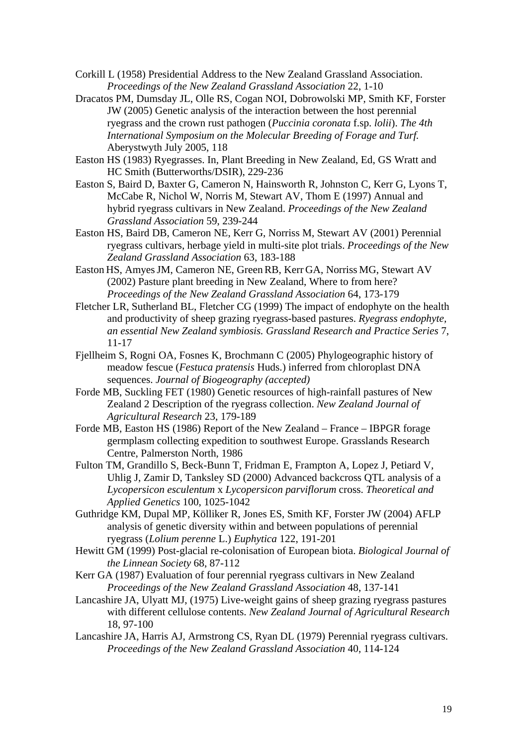Corkill L (1958) Presidential Address to the New Zealand Grassland Association. *Proceedings of the New Zealand Grassland Association* 22, 1-10

Dracatos PM, Dumsday JL, Olle RS, Cogan NOI, Dobrowolski MP, Smith KF, Forster JW (2005) Genetic analysis of the interaction between the host perennial ryegrass and the crown rust pathogen (*Puccinia coronata* f.sp. *lolii*). *The 4th International Symposium on the Molecular Breeding of Forage and Turf.* Aberystwyth July 2005, 118

Easton HS (1983) Ryegrasses. In, Plant Breeding in New Zealand, Ed, GS Wratt and HC Smith (Butterworths/DSIR), 229-236

Easton S, Baird D, Baxter G, Cameron N, Hainsworth R, Johnston C, Kerr G, Lyons T, McCabe R, Nichol W, Norris M, Stewart AV, Thom E (1997) Annual and hybrid ryegrass cultivars in New Zealand. *Proceedings of the New Zealand Grassland Association* 59, 239-244

Easton HS, Baird DB, Cameron NE, Kerr G, Norriss M, Stewart AV (2001) Perennial ryegrass cultivars, herbage yield in multi-site plot trials. *Proceedings of the New Zealand Grassland Association* 63, 183-188

Easton HS, Amyes JM, Cameron NE, Green RB, Kerr GA, Norriss MG, Stewart AV (2002) Pasture plant breeding in New Zealand, Where to from here? *Proceedings of the New Zealand Grassland Association* 64, 173-179

Fletcher LR, Sutherland BL, Fletcher CG (1999) The impact of endophyte on the health and productivity of sheep grazing ryegrass-based pastures. *Ryegrass endophyte, an essential New Zealand symbiosis. Grassland Research and Practice Series* 7, 11-17

Fjellheim S, Rogni OA, Fosnes K, Brochmann C (2005) Phylogeographic history of meadow fescue (*Festuca pratensis* Huds.) inferred from chloroplast DNA sequences. *Journal of Biogeography (accepted)*

Forde MB, Suckling FET (1980) Genetic resources of high-rainfall pastures of New Zealand 2 Description of the ryegrass collection. *New Zealand Journal of Agricultural Research* 23, 179-189

Forde MB, Easton HS (1986) Report of the New Zealand – France – IBPGR forage germplasm collecting expedition to southwest Europe. Grasslands Research Centre, Palmerston North, 1986

Fulton TM, Grandillo S, Beck-Bunn T, Fridman E, Frampton A, Lopez J, Petiard V, Uhlig J, Zamir D, Tanksley SD (2000) Advanced backcross QTL analysis of a *Lycopersicon esculentum* x *Lycopersicon parviflorum* cross. *Theoretical and Applied Genetics* 100, 1025-1042

Guthridge KM, Dupal MP, Kölliker R, Jones ES, Smith KF, Forster JW (2004) AFLP analysis of genetic diversity within and between populations of perennial ryegrass (*Lolium perenne* L.) *Euphytica* 122, 191-201

Hewitt GM (1999) Post-glacial re-colonisation of European biota. *Biological Journal of the Linnean Society* 68, 87-112

Kerr GA (1987) Evaluation of four perennial ryegrass cultivars in New Zealand *Proceedings of the New Zealand Grassland Association* 48, 137-141

Lancashire JA, Ulyatt MJ, (1975) Live-weight gains of sheep grazing ryegrass pastures with different cellulose contents. *New Zealand Journal of Agricultural Research* 18, 97-100

Lancashire JA, Harris AJ, Armstrong CS, Ryan DL (1979) Perennial ryegrass cultivars. *Proceedings of the New Zealand Grassland Association* 40, 114-124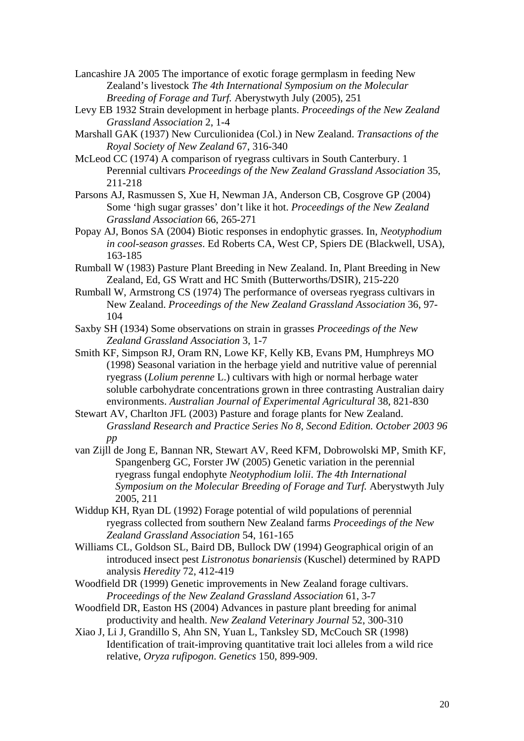Lancashire JA 2005 The importance of exotic forage germplasm in feeding New Zealand's livestock *The 4th International Symposium on the Molecular Breeding of Forage and Turf.* Aberystwyth July (2005), 251

Levy EB 1932 Strain development in herbage plants. *Proceedings of the New Zealand Grassland Association* 2, 1-4

Marshall GAK (1937) New Curculionidea (Col.) in New Zealand. *Transactions of the Royal Society of New Zealand* 67, 316-340

McLeod CC (1974) A comparison of ryegrass cultivars in South Canterbury. 1 Perennial cultivars *Proceedings of the New Zealand Grassland Association* 35, 211-218

Parsons AJ, Rasmussen S, Xue H, Newman JA, Anderson CB, Cosgrove GP (2004) Some 'high sugar grasses' don't like it hot. *Proceedings of the New Zealand Grassland Association* 66, 265-271

Popay AJ, Bonos SA (2004) Biotic responses in endophytic grasses. In, *Neotyphodium in cool-season grasses*. Ed Roberts CA, West CP, Spiers DE (Blackwell, USA), 163-185

Rumball W (1983) Pasture Plant Breeding in New Zealand. In, Plant Breeding in New Zealand, Ed, GS Wratt and HC Smith (Butterworths/DSIR), 215-220

Rumball W, Armstrong CS (1974) The performance of overseas ryegrass cultivars in New Zealand. *Proceedings of the New Zealand Grassland Association* 36, 97-104

Saxby SH (1934) Some observations on strain in grasses *Proceedings of the New Zealand Grassland Association* 3, 1-7

Smith KF, Simpson RJ, Oram RN, Lowe KF, Kelly KB, Evans PM, Humphreys MO (1998) Seasonal variation in the herbage yield and nutritive value of perennial ryegrass (*Lolium perenne* L.) cultivars with high or normal herbage water soluble carbohydrate concentrations grown in three contrasting Australian dairy environments. *Australian Journal of Experimental Agricultural* 38, 821-830

Stewart AV, Charlton JFL (2003) Pasture and forage plants for New Zealand. *Grassland Research and Practice Series No 8, Second Edition. October 2003 96 pp*

van Zijll de Jong E, Bannan NR, Stewart AV, Reed KFM, Dobrowolski MP, Smith KF, Spangenberg GC, Forster JW (2005) Genetic variation in the perennial ryegrass fungal endophyte *Neotyphodium lolii*. *The 4th International Symposium on the Molecular Breeding of Forage and Turf.* Aberystwyth July 2005, 211

Widdup KH, Ryan DL (1992) Forage potential of wild populations of perennial ryegrass collected from southern New Zealand farms *Proceedings of the New Zealand Grassland Association* 54, 161-165

Williams CL, Goldson SL, Baird DB, Bullock DW (1994) Geographical origin of an introduced insect pest *Listronotus bonariensis* (Kuschel) determined by RAPD analysis *Heredity* 72, 412-419

Woodfield DR (1999) Genetic improvements in New Zealand forage cultivars. *Proceedings of the New Zealand Grassland Association* 61, 3-7

Woodfield DR, Easton HS (2004) Advances in pasture plant breeding for animal productivity and health. *New Zealand Veterinary Journal* 52, 300-310

Xiao J, Li J, Grandillo S, Ahn SN, Yuan L, Tanksley SD, McCouch SR (1998) Identification of trait-improving quantitative trait loci alleles from a wild rice relative, *Oryza rufipogon*. *Genetics* 150, 899-909.